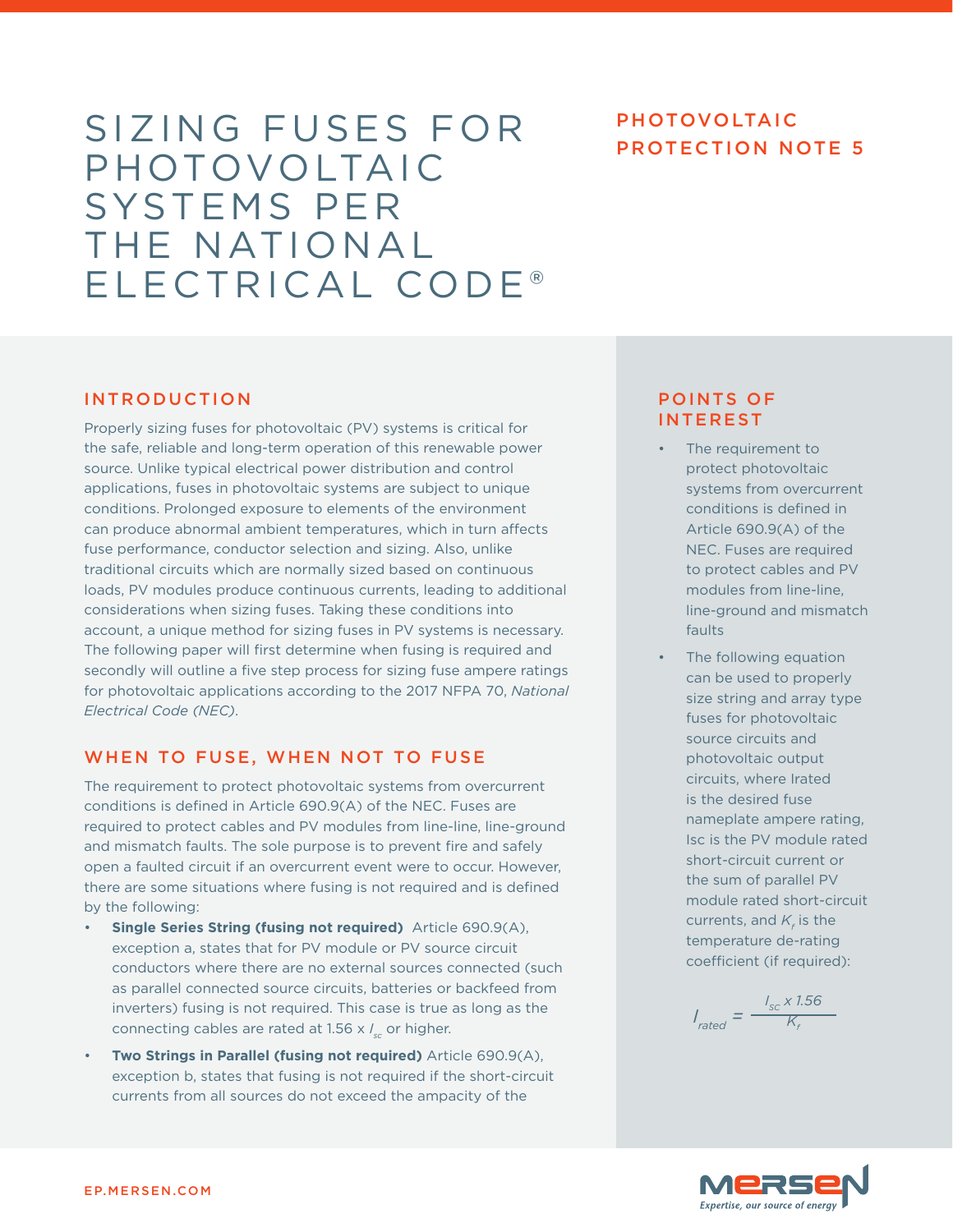# SIZING FUSES FOR PHOTOVOLTAIC SYSTEMS PER THE NATIONAL ELECTRICAL CODE®

## PHOTOVOLTAIC PROTECTION NOTE 5

## INTRODUCTION

Properly sizing fuses for photovoltaic (PV) systems is critical for the safe, reliable and long-term operation of this renewable power source. Unlike typical electrical power distribution and control applications, fuses in photovoltaic systems are subject to unique conditions. Prolonged exposure to elements of the environment can produce abnormal ambient temperatures, which in turn affects fuse performance, conductor selection and sizing. Also, unlike traditional circuits which are normally sized based on continuous loads, PV modules produce continuous currents, leading to additional considerations when sizing fuses. Taking these conditions into account, a unique method for sizing fuses in PV systems is necessary. The following paper will first determine when fusing is required and secondly will outline a five step process for sizing fuse ampere ratings for photovoltaic applications according to the 2017 NFPA 70, *National Electrical Code (NEC)*.

## WHEN TO FUSE, WHEN NOT TO FUSE

The requirement to protect photovoltaic systems from overcurrent conditions is defined in Article 690.9(A) of the NEC. Fuses are required to protect cables and PV modules from line-line, line-ground and mismatch faults. The sole purpose is to prevent fire and safely open a faulted circuit if an overcurrent event were to occur. However, there are some situations where fusing is not required and is defined by the following:

- **Single Series String (fusing not required)** Article 690.9(A), exception a, states that for PV module or PV source circuit conductors where there are no external sources connected (such as parallel connected source circuits, batteries or backfeed from inverters) fusing is not required. This case is true as long as the connecting cables are rated at 1.56 x $I_{sc}$ or higher.
- **Two Strings in Parallel (fusing not required)** Article 690.9(A), exception b, states that fusing is not required if the short-circuit currents from all sources do not exceed the ampacity of the

## POINTS OF INTEREST

- The requirement to protect photovoltaic systems from overcurrent conditions is defined in Article 690.9(A) of the NEC. Fuses are required to protect cables and PV modules from line-line, line-ground and mismatch faults
- The following equation can be used to properly size string and array type fuses for photovoltaic source circuits and photovoltaic output circuits, where Irated is the desired fuse nameplate ampere rating, Isc is the PV module rated short-circuit current or the sum of parallel PV module rated short-circuit currents, and $K_f$ is the temperature de-rating coefficient (if required):

$$I_{rated} = \frac{I_{sc} \times 1.56}{K_f}$$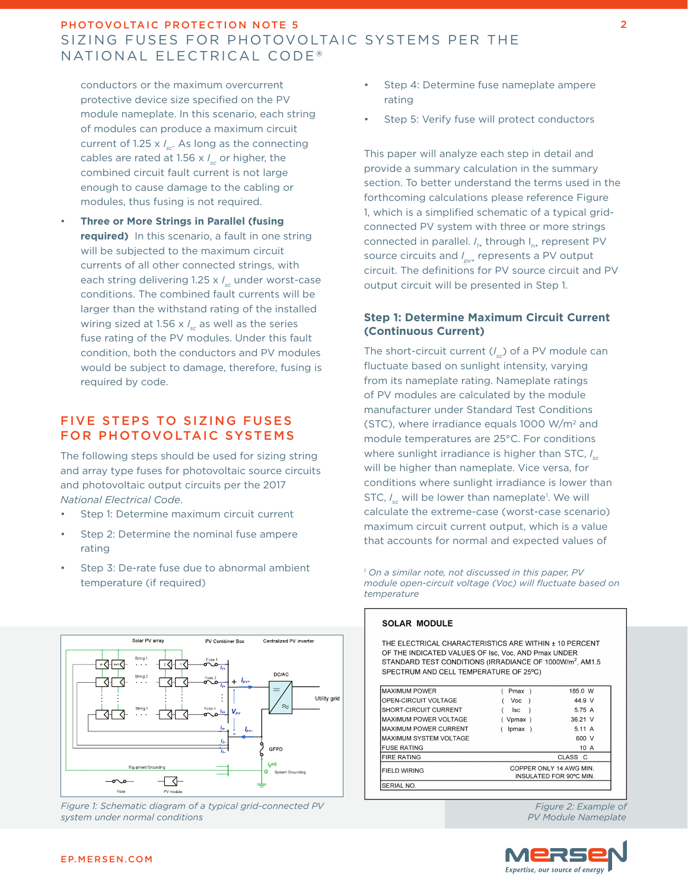conductors or the maximum overcurrent protective device size specified on the PV module nameplate. In this scenario, each string of modules can produce a maximum circuit current of 1.25 x $I_{sc}$. As long as the connecting cables are rated at 1.56 x $I_{sc}$ or higher, the combined circuit fault current is not large enough to cause damage to the cabling or modules, thus fusing is not required.

- **Three or More Strings in Parallel (fusing required)** In this scenario, a fault in one string will be subjected to the maximum circuit currents of all other connected strings, with each string delivering 1.25 x $I_{sc}$ under worst-case conditions. The combined fault currents will be larger than the withstand rating of the installed wiring sized at 1.56 x $I_{sc}$ as well as the series fuse rating of the PV modules. Under this fault condition, both the conductors and PV modules would be subject to damage, therefore, fusing is required by code.

## FIVE STEPS TO SIZING FUSES FOR PHOTOVOLTAIC SYSTEMS

The following steps should be used for sizing string and array type fuses for photovoltaic source circuits and photovoltaic output circuits per the 2017 *National Electrical Code*.

- Step 1: Determine maximum circuit current
- Step 2: Determine the nominal fuse ampere rating
- Step 3: De-rate fuse due to abnormal ambient temperature (if required)
- Step 4: Determine fuse nameplate ampere rating
- Step 5: Verify fuse will protect conductors

This paper will analyze each step in detail and provide a summary calculation in the summary section. To better understand the terms used in the forthcoming calculations please reference Figure 1, which is a simplified schematic of a typical grid-connected PV system with three or more strings connected in parallel. $I_{1+}$ through $I_{n+}$ represent PV source circuits and $I_{pv+}$ represents a PV output circuit. The definitions for PV source circuit and PV output circuit will be presented in Step 1.

### Step 1: Determine Maximum Circuit Current (Continuous Current)

The short-circuit current ($I_{sc}$) of a PV module can fluctuate based on sunlight intensity, varying from its nameplate rating. Nameplate ratings of PV modules are calculated by the module manufacturer under Standard Test Conditions (STC), where irradiance equals 1000 W/m² and module temperatures are 25°C. For conditions where sunlight irradiance is higher than STC, $I_{sc}$ will be higher than nameplate. Vice versa, for conditions where sunlight irradiance is lower than STC, $I_{sc}$ will be lower than nameplate[1]. We will calculate the extreme-case (worst-case scenario) maximum circuit current output, which is a value that accounts for normal and expected values of

[1] *On a similar note, not discussed in this paper, PV module open-circuit voltage (Voc) will fluctuate based on temperature*

*Figure 1: Schematic diagram of a typical grid-connected PV system under normal conditions*

**SOLAR MODULE**

THE ELECTRICAL CHARACTERISTICS ARE WITHIN ± 10 PERCENT OF THE INDICATED VALUES OF Isc, Voc, AND Pmax UNDER STANDARD TEST CONDITIONS (IRRADIANCE OF 1000W/m², AM1.5 SPECTRUM AND CELL TEMPERATURE OF 25ºC)

| | | |
|---|---|---|
| MAXIMUM POWER | ( Pmax ) | 185.0 W |
| OPEN-CIRCUIT VOLTAGE | ( Voc ) | 44.9 V |
| SHORT-CIRCUIT CURRENT | ( Isc ) | 5.75 A |
| MAXIMUM POWER VOLTAGE | ( Vpmax ) | 36.21 V |
| MAXIMUM POWER CURRENT | ( Ipmax ) | 5.11 A |
| MAXIMUM SYSTEM VOLTAGE | | 600 V |
| FUSE RATING | | 10 A |
| FIRE RATING | | CLASS C |
| FIELD WIRING | | COPPER ONLY 14 AWG MIN. INSULATED FOR 90ºC MIN. |
| SERIAL NO. | | |

*Figure 2: Example of PV Module Nameplate*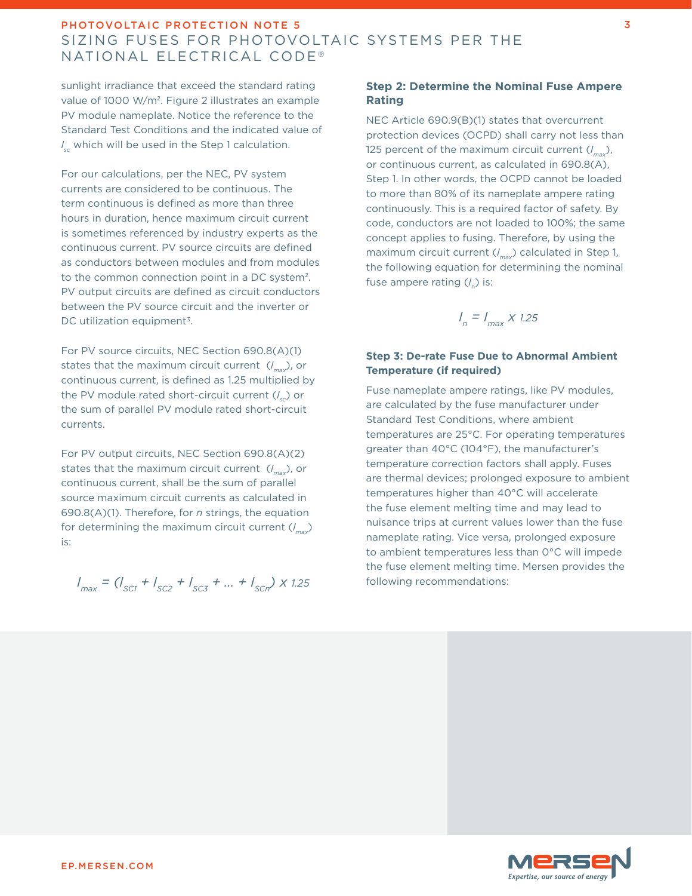sunlight irradiance that exceed the standard rating value of 1000 W/m[2]. Figure 2 illustrates an example PV module nameplate. Notice the reference to the Standard Test Conditions and the indicated value of $I_{sc}$ which will be used in the Step 1 calculation.

For our calculations, per the NEC, PV system currents are considered to be continuous. The term continuous is defined as more than three hours in duration, hence maximum circuit current is sometimes referenced by industry experts as the continuous current. PV source circuits are defined as conductors between modules and from modules to the common connection point in a DC system[2]. PV output circuits are defined as circuit conductors between the PV source circuit and the inverter or DC utilization equipment[3].

For PV source circuits, NEC Section 690.8(A)(1) states that the maximum circuit current ($I_{max}$), or continuous current, is defined as 1.25 multiplied by the PV module rated short-circuit current ($I_{sc}$) or the sum of parallel PV module rated short-circuit currents.

For PV output circuits, NEC Section 690.8(A)(2) states that the maximum circuit current ($I_{max}$), or continuous current, shall be the sum of parallel source maximum circuit currents as calculated in 690.8(A)(1). Therefore, for *n* strings, the equation for determining the maximum circuit current ($I_{max}$) is:

$$I_{max} = (I_{SC1} + I_{SC2} + I_{SC3} + \ldots + I_{SCn}) \times 1.25$$

### Step 2: Determine the Nominal Fuse Ampere Rating

NEC Article 690.9(B)(1) states that overcurrent protection devices (OCPD) shall carry not less than 125 percent of the maximum circuit current ($I_{max}$), or continuous current, as calculated in 690.8(A), Step 1. In other words, the OCPD cannot be loaded to more than 80% of its nameplate ampere rating continuously. This is a required factor of safety. By code, conductors are not loaded to 100%; the same concept applies to fusing. Therefore, by using the maximum circuit current ($I_{max}$) calculated in Step 1, the following equation for determining the nominal fuse ampere rating ($I_n$) is:

$$I_n = I_{max} \times 1.25$$

### Step 3: De-rate Fuse Due to Abnormal Ambient Temperature (if required)

Fuse nameplate ampere ratings, like PV modules, are calculated by the fuse manufacturer under Standard Test Conditions, where ambient temperatures are 25°C. For operating temperatures greater than 40°C (104°F), the manufacturer's temperature correction factors shall apply. Fuses are thermal devices; prolonged exposure to ambient temperatures higher than 40°C will accelerate the fuse element melting time and may lead to nuisance trips at current values lower than the fuse nameplate rating. Vice versa, prolonged exposure to ambient temperatures less than 0°C will impede the fuse element melting time. Mersen provides the following recommendations: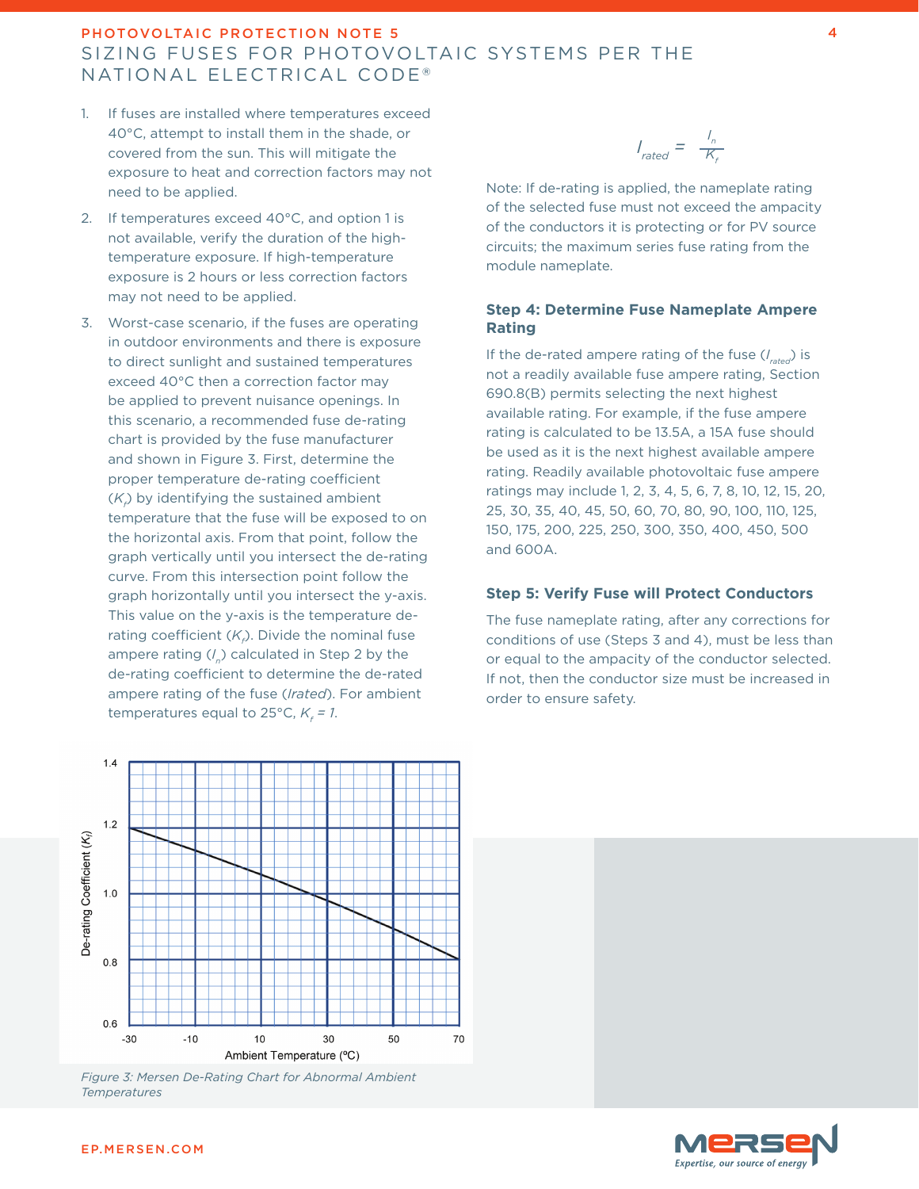1. If fuses are installed where temperatures exceed 40°C, attempt to install them in the shade, or covered from the sun. This will mitigate the exposure to heat and correction factors may not need to be applied.
2. If temperatures exceed 40°C, and option 1 is not available, verify the duration of the high-temperature exposure. If high-temperature exposure is 2 hours or less correction factors may not need to be applied.
3. Worst-case scenario, if the fuses are operating in outdoor environments and there is exposure to direct sunlight and sustained temperatures exceed 40°C then a correction factor may be applied to prevent nuisance openings. In this scenario, a recommended fuse de-rating chart is provided by the fuse manufacturer and shown in Figure 3. First, determine the proper temperature de-rating coefficient ($K_f$) by identifying the sustained ambient temperature that the fuse will be exposed to on the horizontal axis. From that point, follow the graph vertically until you intersect the de-rating curve. From this intersection point follow the graph horizontally until you intersect the y-axis. This value on the y-axis is the temperature de-rating coefficient ($K_f$). Divide the nominal fuse ampere rating ($I_n$) calculated in Step 2 by the de-rating coefficient to determine the de-rated ampere rating of the fuse (*Irated*). For ambient temperatures equal to 25°C, $K_f = 1$.

*Figure 3: Mersen De-Rating Chart for Abnormal Ambient Temperatures*

$$I_{rated} = \frac{I_n}{K_f}$$

Note: If de-rating is applied, the nameplate rating of the selected fuse must not exceed the ampacity of the conductors it is protecting or for PV source circuits; the maximum series fuse rating from the module nameplate.

### Step 4: Determine Fuse Nameplate Ampere Rating

If the de-rated ampere rating of the fuse ($I_{rated}$) is not a readily available fuse ampere rating, Section 690.8(B) permits selecting the next highest available rating. For example, if the fuse ampere rating is calculated to be 13.5A, a 15A fuse should be used as it is the next highest available ampere rating. Readily available photovoltaic fuse ampere ratings may include 1, 2, 3, 4, 5, 6, 7, 8, 10, 12, 15, 20, 25, 30, 35, 40, 45, 50, 60, 70, 80, 90, 100, 110, 125, 150, 175, 200, 225, 250, 300, 350, 400, 450, 500 and 600A.

### Step 5: Verify Fuse will Protect Conductors

The fuse nameplate rating, after any corrections for conditions of use (Steps 3 and 4), must be less than or equal to the ampacity of the conductor selected. If not, then the conductor size must be increased in order to ensure safety.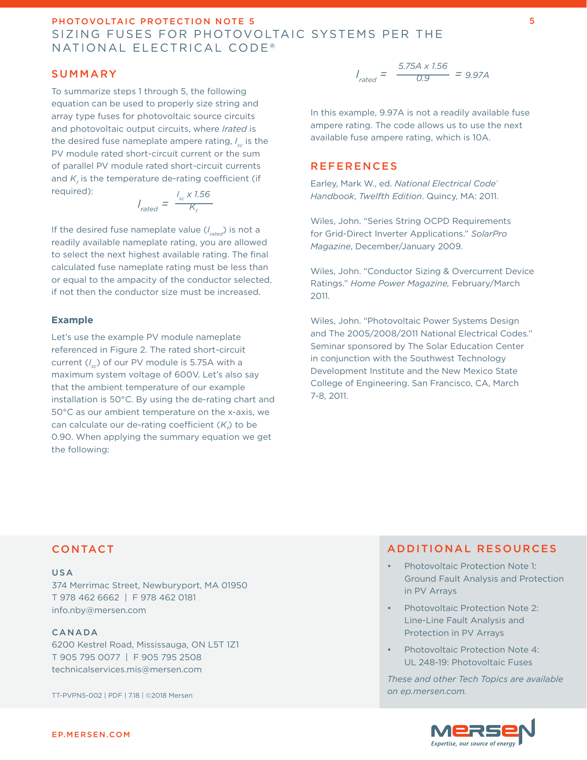## SUMMARY

To summarize steps 1 through 5, the following equation can be used to properly size string and array type fuses for photovoltaic source circuits and photovoltaic output circuits, where *Irated* is the desired fuse nameplate ampere rating, $I_{sc}$ is the PV module rated short-circuit current or the sum of parallel PV module rated short-circuit currents and $K_f$ is the temperature de-rating coefficient (if required):

$$I_{rated} = \frac{I_{sc} \times 1.56}{K_f}$$

If the desired fuse nameplate value ($I_{rated}$) is not a readily available nameplate rating, you are allowed to select the next highest available rating. The final calculated fuse nameplate rating must be less than or equal to the ampacity of the conductor selected, if not then the conductor size must be increased.

### Example

Let's use the example PV module nameplate referenced in Figure 2. The rated short-circuit current ($I_{sc}$) of our PV module is 5.75A with a maximum system voltage of 600V. Let's also say that the ambient temperature of our example installation is 50°C. By using the de-rating chart and 50°C as our ambient temperature on the x-axis, we can calculate our de-rating coefficient ($K_f$) to be 0.90. When applying the summary equation we get the following:

$$I_{rated} = \frac{5.75A \times 1.56}{0.9} = 9.97A$$

In this example, 9.97A is not a readily available fuse ampere rating. The code allows us to use the next available fuse ampere rating, which is 10A.

## REFERENCES

Earley, Mark W., ed. *National Electrical Code® Handbook*, *Twelfth Edition*. Quincy, MA: 2011.

Wiles, John. "Series String OCPD Requirements for Grid-Direct Inverter Applications." *SolarPro Magazine*, December/January 2009.

Wiles, John. "Conductor Sizing & Overcurrent Device Ratings." *Home Power Magazine,* February/March 2011.

Wiles, John. "Photovoltaic Power Systems Design and The 2005/2008/2011 National Electrical Codes." Seminar sponsored by The Solar Education Center in conjunction with the Southwest Technology Development Institute and the New Mexico State College of Engineering. San Francisco, CA, March 7-8, 2011.

## CONTACT

**USA**
374 Merrimac Street, Newburyport, MA 01950
T 978 462 6662 | F 978 462 0181
info.nby@mersen.com

**CANADA**
6200 Kestrel Road, Mississauga, ON L5T 1Z1
T 905 795 0077 | F 905 795 2508
technicalservices.mis@mersen.com

TT-PVPN5-002 | PDF | 7.18 | ©2018 Mersen

## ADDITIONAL RESOURCES

- Photovoltaic Protection Note 1: Ground Fault Analysis and Protection in PV Arrays
- Photovoltaic Protection Note 2: Line-Line Fault Analysis and Protection in PV Arrays
- Photovoltaic Protection Note 4: UL 248-19: Photovoltaic Fuses

*These and other Tech Topics are available on ep.mersen.com.*

EP.MERSEN.COM

MERSEN — Expertise, our source of energy